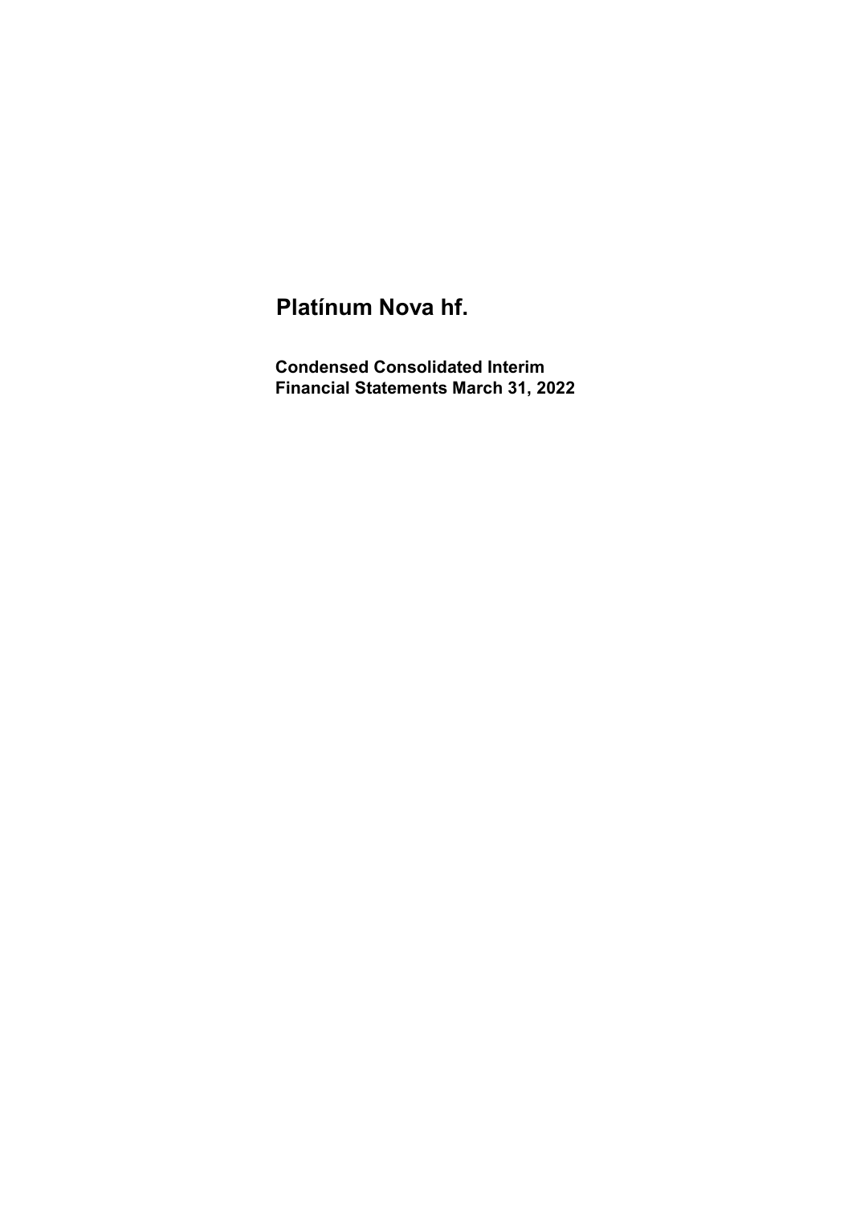# Platínum Nova hf.

**Condensed Consolidated Interim Financial Statements March 31, 2022**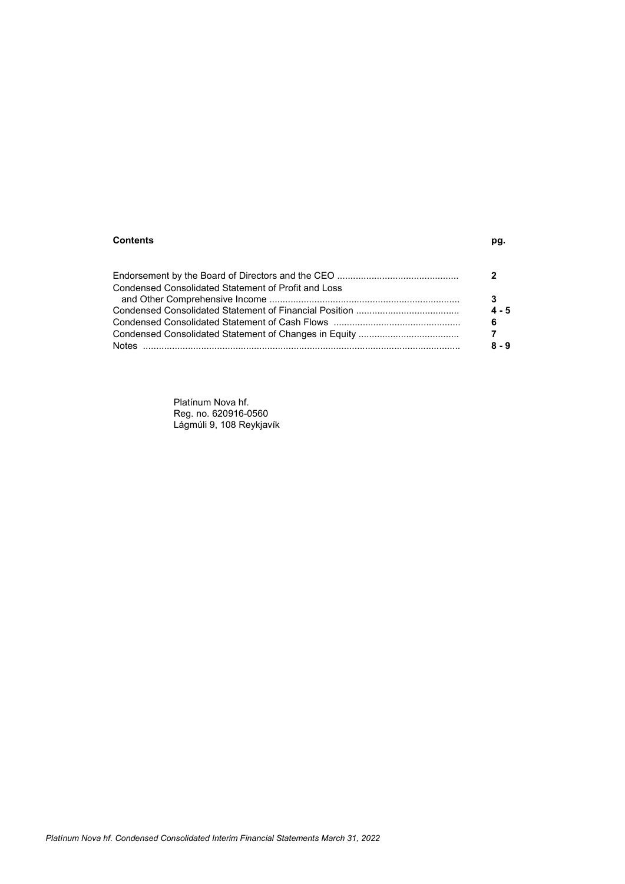| **Contents** | **pg.** |
|---|---|
| Endorsement by the Board of Directors and the CEO | **2** |
| Condensed Consolidated Statement of Profit and Loss and Other Comprehensive Income | **3** |
| Condensed Consolidated Statement of Financial Position | **4 - 5** |
| Condensed Consolidated Statement of Cash Flows | **6** |
| Condensed Consolidated Statement of Changes in Equity | **7** |
| Notes | **8 - 9** |

Platínum Nova hf.
Reg. no. 620916-0560
Lágmúli 9, 108 Reykjavík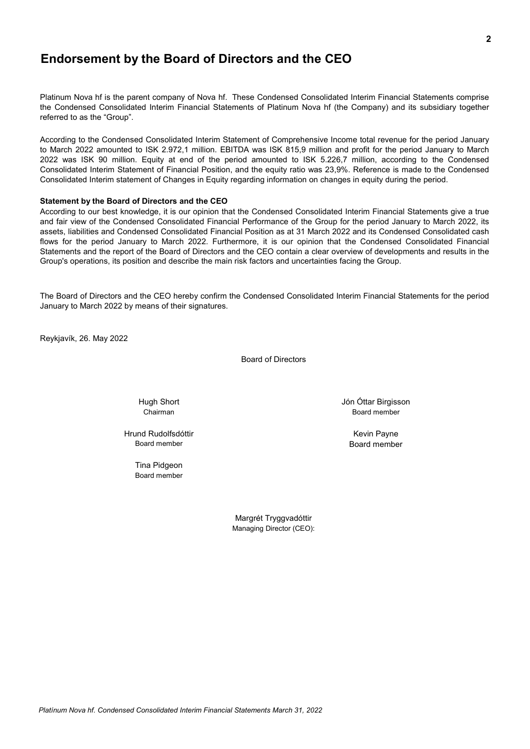# Endorsement by the Board of Directors and the CEO

Platinum Nova hf is the parent company of Nova hf. These Condensed Consolidated Interim Financial Statements comprise the Condensed Consolidated Interim Financial Statements of Platinum Nova hf (the Company) and its subsidiary together referred to as the "Group".

According to the Condensed Consolidated Interim Statement of Comprehensive Income total revenue for the period January to March 2022 amounted to ISK 2.972,1 million. EBITDA was ISK 815,9 million and profit for the period January to March 2022 was ISK 90 million. Equity at end of the period amounted to ISK 5.226,7 million, according to the Condensed Consolidated Interim Statement of Financial Position, and the equity ratio was 23,9%. Reference is made to the Condensed Consolidated Interim statement of Changes in Equity regarding information on changes in equity during the period.

**Statement by the Board of Directors and the CEO**

According to our best knowledge, it is our opinion that the Condensed Consolidated Interim Financial Statements give a true and fair view of the Condensed Consolidated Financial Performance of the Group for the period January to March 2022, its assets, liabilities and Condensed Consolidated Financial Position as at 31 March 2022 and its Condensed Consolidated cash flows for the period January to March 2022. Furthermore, it is our opinion that the Condensed Consolidated Financial Statements and the report of the Board of Directors and the CEO contain a clear overview of developments and results in the Group's operations, its position and describe the main risk factors and uncertainties facing the Group.

The Board of Directors and the CEO hereby confirm the Condensed Consolidated Interim Financial Statements for the period January to March 2022 by means of their signatures.

Reykjavík, 26. May 2022

Board of Directors

Hugh Short
Chairman

Jón Óttar Birgisson
Board member

Hrund Rudolfsdóttir
Board member

Kevin Payne
Board member

Tina Pidgeon
Board member

Margrét Tryggvadóttir
Managing Director (CEO):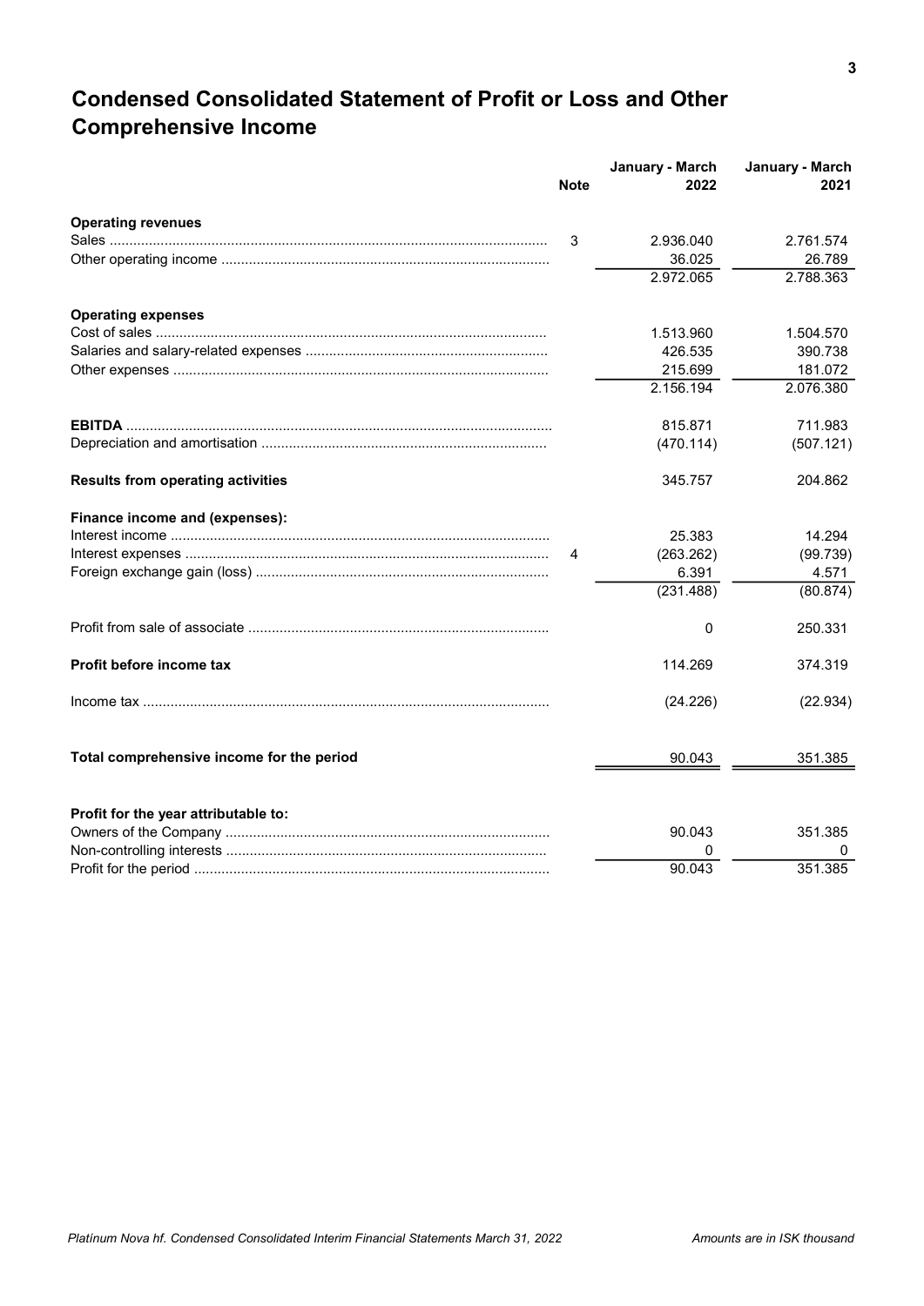# Condensed Consolidated Statement of Profit or Loss and Other Comprehensive Income

| | Note | January - March 2022 | January - March 2021 |
|---|---|---|---|
| **Operating revenues** | | | |
| Sales | 3 | 2.936.040 | 2.761.574 |
| Other operating income | | 36.025 | 26.789 |
| | | 2.972.065 | 2.788.363 |
| **Operating expenses** | | | |
| Cost of sales | | 1.513.960 | 1.504.570 |
| Salaries and salary-related expenses | | 426.535 | 390.738 |
| Other expenses | | 215.699 | 181.072 |
| | | 2.156.194 | 2.076.380 |
| **EBITDA** | | 815.871 | 711.983 |
| Depreciation and amortisation | | (470.114) | (507.121) |
| **Results from operating activities** | | 345.757 | 204.862 |
| **Finance income and (expenses):** | | | |
| Interest income | | 25.383 | 14.294 |
| Interest expenses | 4 | (263.262) | (99.739) |
| Foreign exchange gain (loss) | | 6.391 | 4.571 |
| | | (231.488) | (80.874) |
| Profit from sale of associate | | 0 | 250.331 |
| **Profit before income tax** | | 114.269 | 374.319 |
| Income tax | | (24.226) | (22.934) |
| **Total comprehensive income for the period** | | 90.043 | 351.385 |
| **Profit for the year attributable to:** | | | |
| Owners of the Company | | 90.043 | 351.385 |
| Non-controlling interests | | 0 | 0 |
| Profit for the period | | 90.043 | 351.385 |

*Platínum Nova hf. Condensed Consolidated Interim Financial Statements March 31, 2022* — *Amounts are in ISK thousand*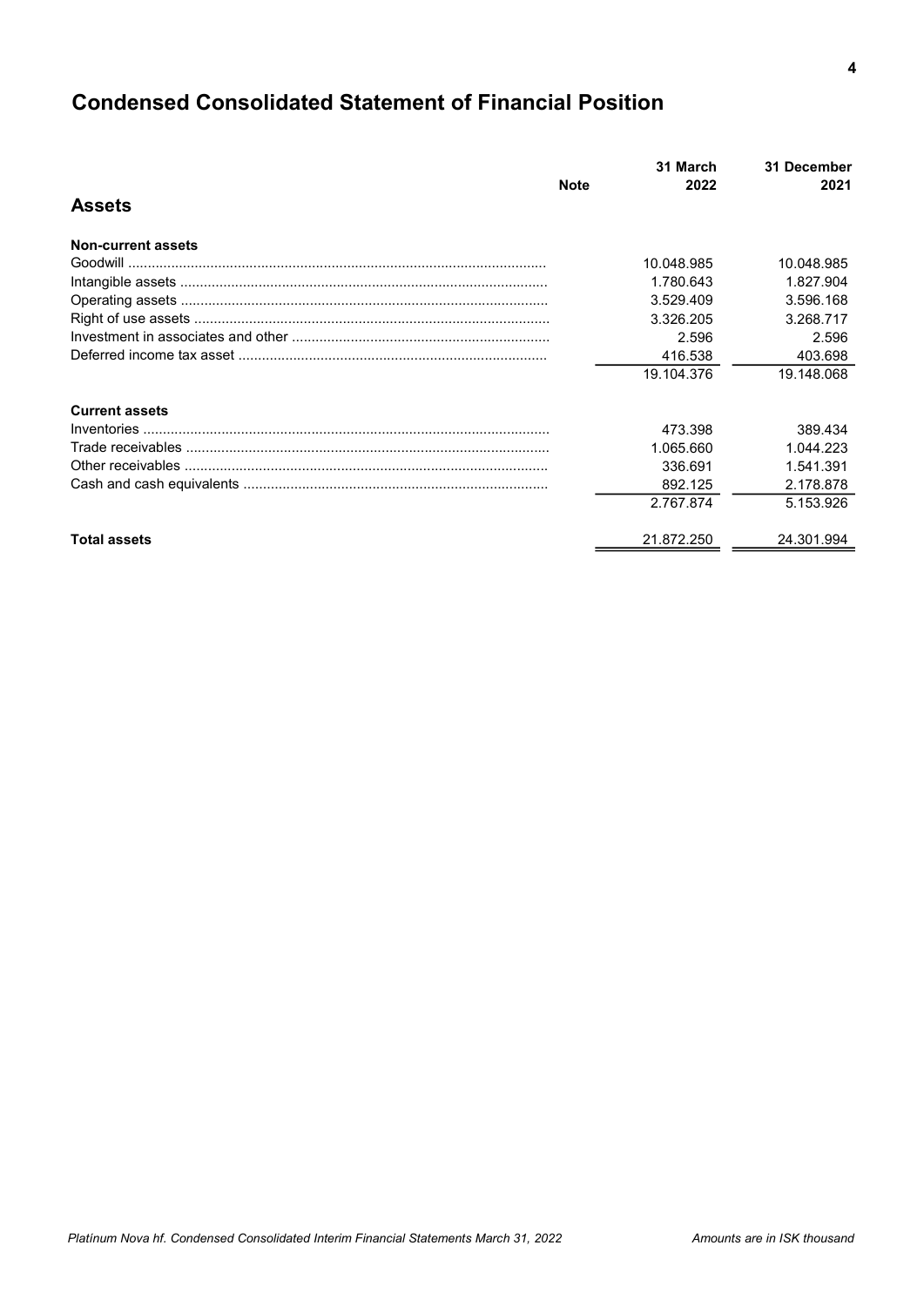# Condensed Consolidated Statement of Financial Position

## Assets

| | Note | 31 March 2022 | 31 December 2021 |
|---|---|---|---|
| **Non-current assets** | | | |
| Goodwill | | 10.048.985 | 10.048.985 |
| Intangible assets | | 1.780.643 | 1.827.904 |
| Operating assets | | 3.529.409 | 3.596.168 |
| Right of use assets | | 3.326.205 | 3.268.717 |
| Investment in associates and other | | 2.596 | 2.596 |
| Deferred income tax asset | | 416.538 | 403.698 |
| | | 19.104.376 | 19.148.068 |
| **Current assets** | | | |
| Inventories | | 473.398 | 389.434 |
| Trade receivables | | 1.065.660 | 1.044.223 |
| Other receivables | | 336.691 | 1.541.391 |
| Cash and cash equivalents | | 892.125 | 2.178.878 |
| | | 2.767.874 | 5.153.926 |
| **Total assets** | | 21.872.250 | 24.301.994 |

*Amounts are in ISK thousand*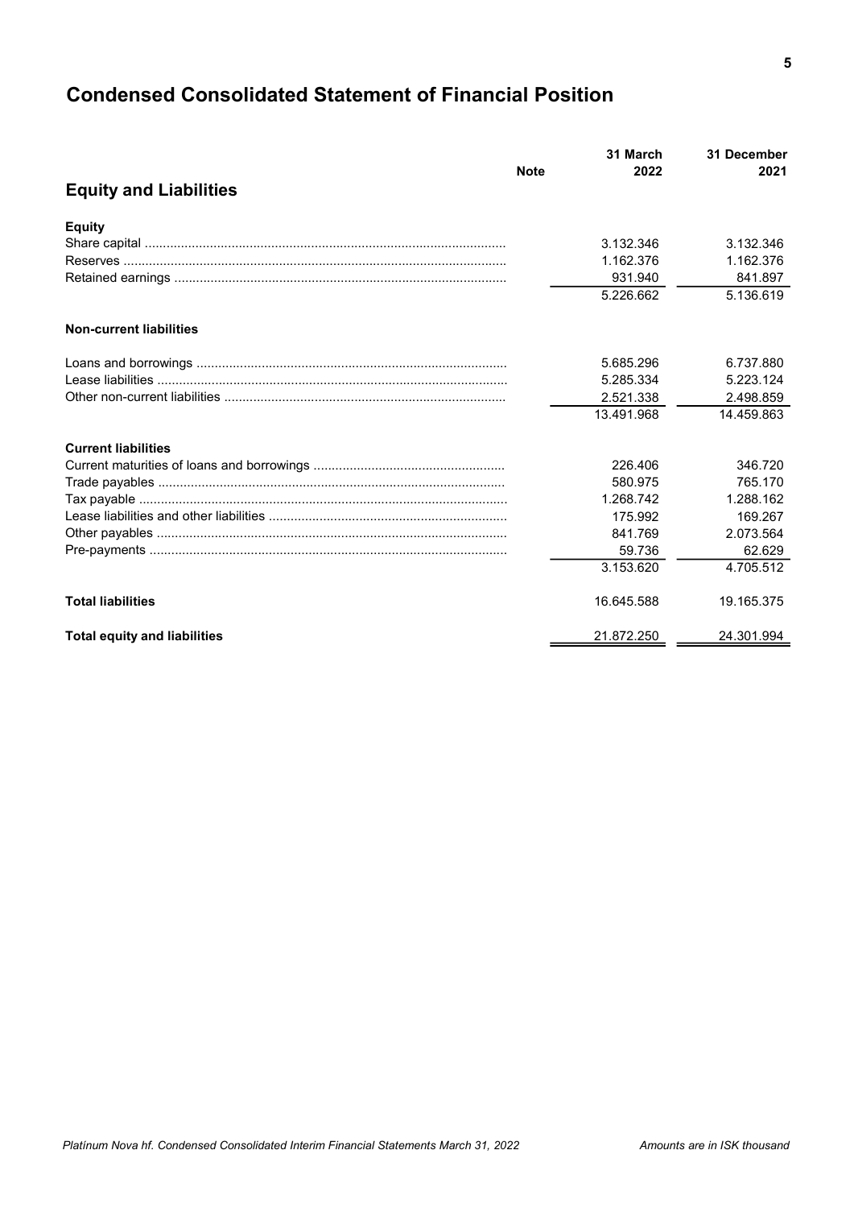# Condensed Consolidated Statement of Financial Position

| Equity and Liabilities | Note | 31 March 2022 | 31 December 2021 |
|---|---|---|---|
| **Equity** | | | |
| Share capital | | 3.132.346 | 3.132.346 |
| Reserves | | 1.162.376 | 1.162.376 |
| Retained earnings | | 931.940 | 841.897 |
| | | 5.226.662 | 5.136.619 |
| **Non-current liabilities** | | | |
| Loans and borrowings | | 5.685.296 | 6.737.880 |
| Lease liabilities | | 5.285.334 | 5.223.124 |
| Other non-current liabilities | | 2.521.338 | 2.498.859 |
| | | 13.491.968 | 14.459.863 |
| **Current liabilities** | | | |
| Current maturities of loans and borrowings | | 226.406 | 346.720 |
| Trade payables | | 580.975 | 765.170 |
| Tax payable | | 1.268.742 | 1.288.162 |
| Lease liabilities and other liabilities | | 175.992 | 169.267 |
| Other payables | | 841.769 | 2.073.564 |
| Pre-payments | | 59.736 | 62.629 |
| | | 3.153.620 | 4.705.512 |
| **Total liabilities** | | 16.645.588 | 19.165.375 |
| **Total equity and liabilities** | | 21.872.250 | 24.301.994 |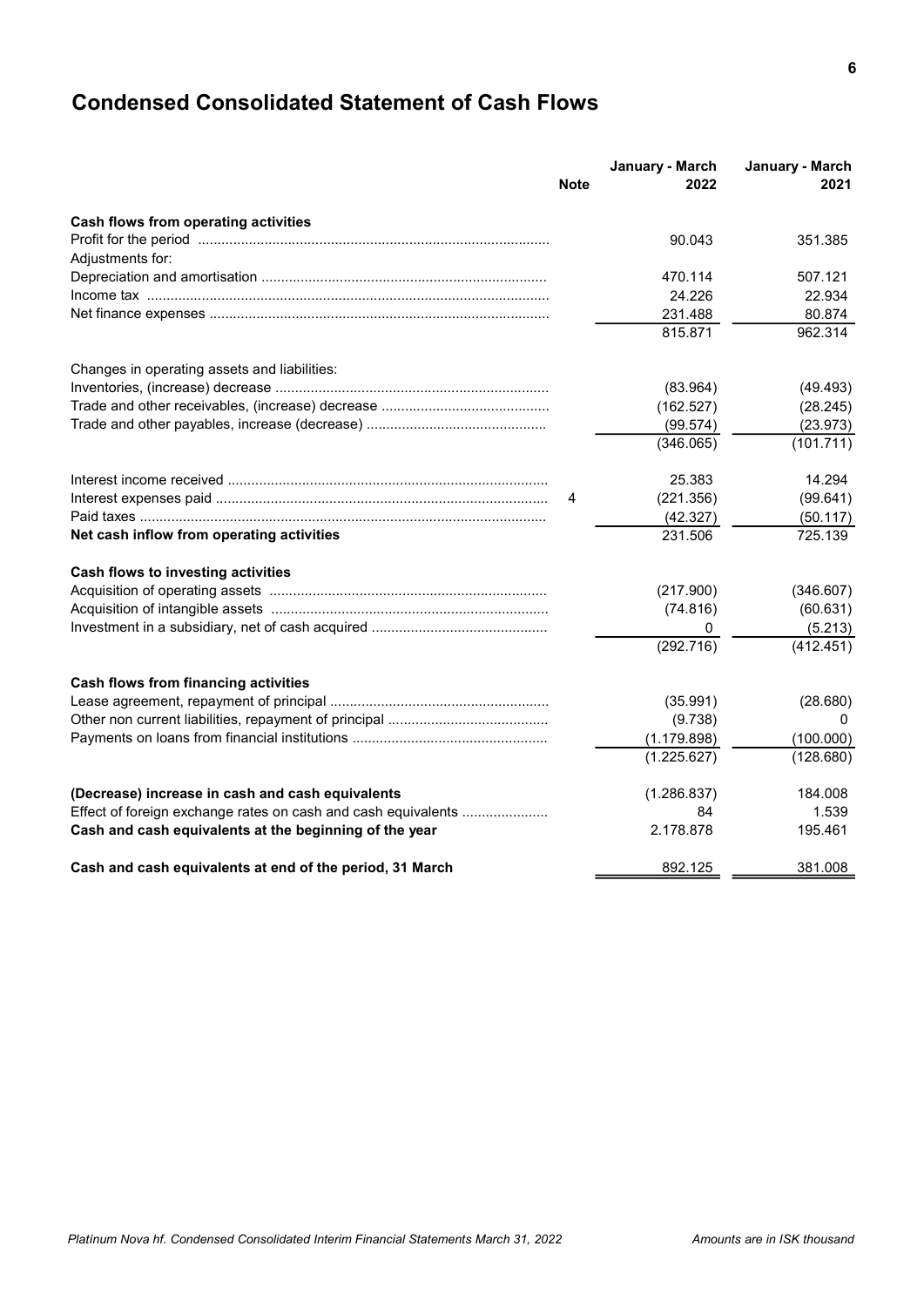# Condensed Consolidated Statement of Cash Flows

| | Note | January - March 2022 | January - March 2021 |
|---|---|---|---|
| **Cash flows from operating activities** | | | |
| Profit for the period | | 90.043 | 351.385 |
| Adjustments for: | | | |
| Depreciation and amortisation | | 470.114 | 507.121 |
| Income tax | | 24.226 | 22.934 |
| Net finance expenses | | 231.488 | 80.874 |
| | | 815.871 | 962.314 |
| Changes in operating assets and liabilities: | | | |
| Inventories, (increase) decrease | | (83.964) | (49.493) |
| Trade and other receivables, (increase) decrease | | (162.527) | (28.245) |
| Trade and other payables, increase (decrease) | | (99.574) | (23.973) |
| | | (346.065) | (101.711) |
| Interest income received | | 25.383 | 14.294 |
| Interest expenses paid | 4 | (221.356) | (99.641) |
| Paid taxes | | (42.327) | (50.117) |
| **Net cash inflow from operating activities** | | 231.506 | 725.139 |
| **Cash flows to investing activities** | | | |
| Acquisition of operating assets | | (217.900) | (346.607) |
| Acquisition of intangible assets | | (74.816) | (60.631) |
| Investment in a subsidiary, net of cash acquired | | 0 | (5.213) |
| | | (292.716) | (412.451) |
| **Cash flows from financing activities** | | | |
| Lease agreement, repayment of principal | | (35.991) | (28.680) |
| Other non current liabilities, repayment of principal | | (9.738) | 0 |
| Payments on loans from financial institutions | | (1.179.898) | (100.000) |
| | | (1.225.627) | (128.680) |
| **(Decrease) increase in cash and cash equivalents** | | (1.286.837) | 184.008 |
| Effect of foreign exchange rates on cash and cash equivalents | | 84 | 1.539 |
| **Cash and cash equivalents at the beginning of the year** | | 2.178.878 | 195.461 |
| **Cash and cash equivalents at end of the period, 31 March** | | 892.125 | 381.008 |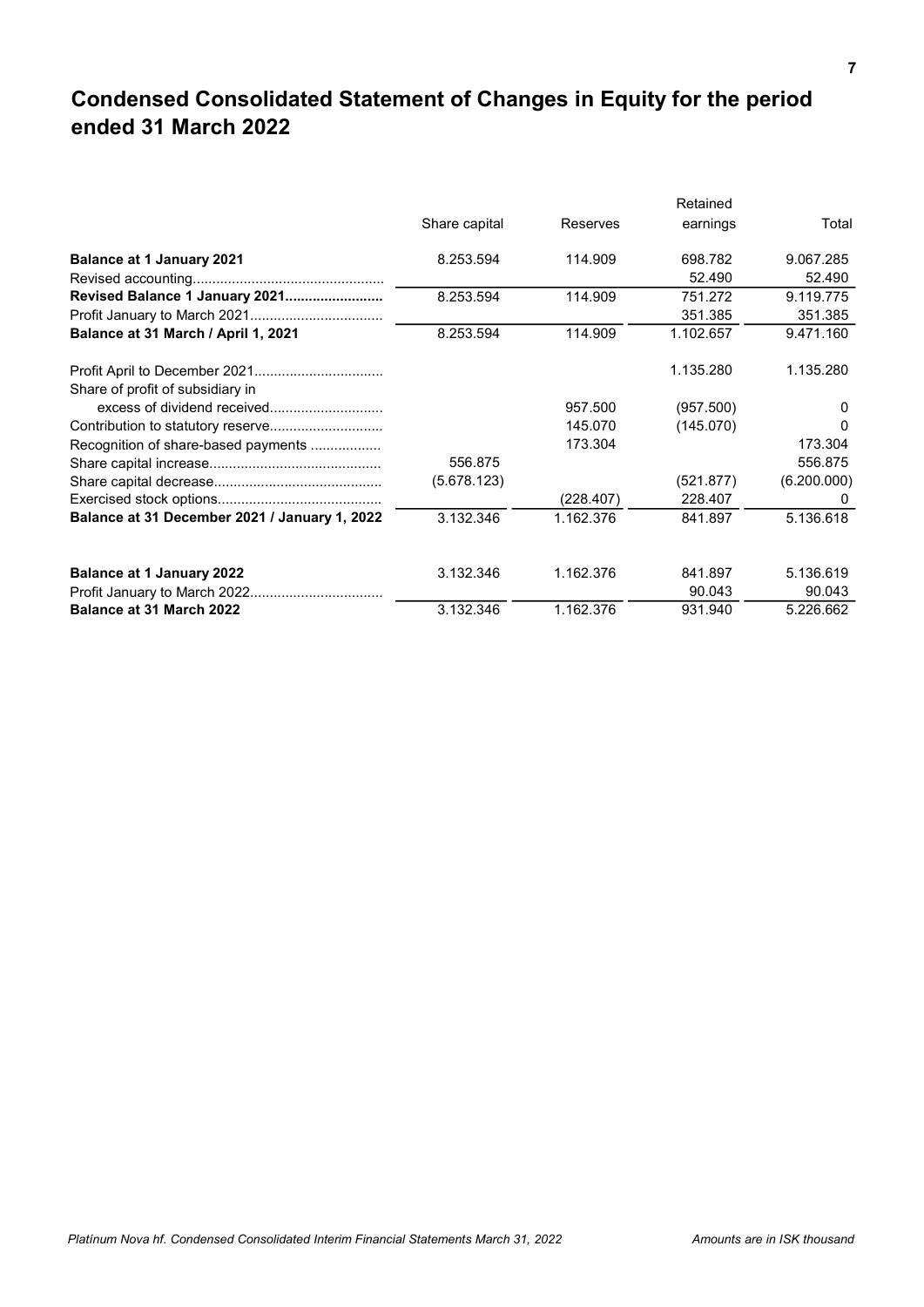# Condensed Consolidated Statement of Changes in Equity for the period ended 31 March 2022

| | Share capital | Reserves | Retained earnings | Total |
|---|---|---|---|---|
| **Balance at 1 January 2021** | 8.253.594 | 114.909 | 698.782 | 9.067.285 |
| Revised accounting | | | 52.490 | 52.490 |
| **Revised Balance 1 January 2021** | 8.253.594 | 114.909 | 751.272 | 9.119.775 |
| Profit January to March 2021 | | | 351.385 | 351.385 |
| **Balance at 31 March / April 1, 2021** | 8.253.594 | 114.909 | 1.102.657 | 9.471.160 |
| | | | | |
| Profit April to December 2021 | | | 1.135.280 | 1.135.280 |
| Share of profit of subsidiary in excess of dividend received | | 957.500 | (957.500) | 0 |
| Contribution to statutory reserve | | 145.070 | (145.070) | 0 |
| Recognition of share-based payments | | 173.304 | | 173.304 |
| Share capital increase | 556.875 | | | 556.875 |
| Share capital decrease | (5.678.123) | | (521.877) | (6.200.000) |
| Exercised stock options | | (228.407) | 228.407 | 0 |
| **Balance at 31 December 2021 / January 1, 2022** | 3.132.346 | 1.162.376 | 841.897 | 5.136.618 |
| | | | | |
| **Balance at 1 January 2022** | 3.132.346 | 1.162.376 | 841.897 | 5.136.619 |
| Profit January to March 2022 | | | 90.043 | 90.043 |
| **Balance at 31 March 2022** | 3.132.346 | 1.162.376 | 931.940 | 5.226.662 |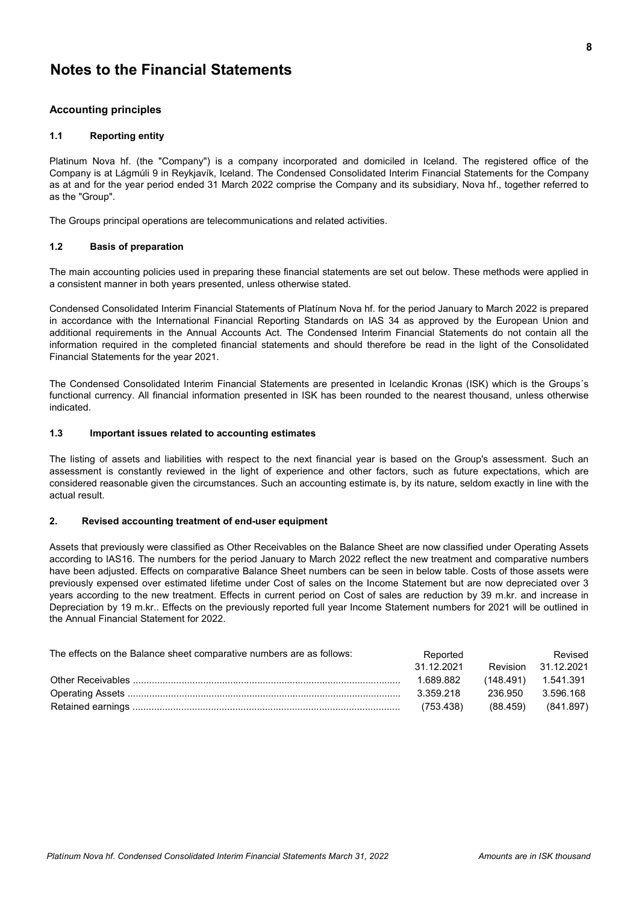# Notes to the Financial Statements

## Accounting principles

### 1.1 Reporting entity

Platinum Nova hf. (the "Company") is a company incorporated and domiciled in Iceland. The registered office of the Company is at Lágmúli 9 in Reykjavík, Iceland. The Condensed Consolidated Interim Financial Statements for the Company as at and for the year period ended 31 March 2022 comprise the Company and its subsidiary, Nova hf., together referred to as the "Group".

The Groups principal operations are telecommunications and related activities.

### 1.2 Basis of preparation

The main accounting policies used in preparing these financial statements are set out below. These methods were applied in a consistent manner in both years presented, unless otherwise stated.

Condensed Consolidated Interim Financial Statements of Platínum Nova hf. for the period January to March 2022 is prepared in accordance with the International Financial Reporting Standards on IAS 34 as approved by the European Union and additional requirements in the Annual Accounts Act. The Condensed Interim Financial Statements do not contain all the information required in the completed financial statements and should therefore be read in the light of the Consolidated Financial Statements for the year 2021.

The Condensed Consolidated Interim Financial Statements are presented in Icelandic Kronas (ISK) which is the Groups´s functional currency. All financial information presented in ISK has been rounded to the nearest thousand, unless otherwise indicated.

### 1.3 Important issues related to accounting estimates

The listing of assets and liabilities with respect to the next financial year is based on the Group's assessment. Such an assessment is constantly reviewed in the light of experience and other factors, such as future expectations, which are considered reasonable given the circumstances. Such an accounting estimate is, by its nature, seldom exactly in line with the actual result.

### 2. Revised accounting treatment of end-user equipment

Assets that previously were classified as Other Receivables on the Balance Sheet are now classified under Operating Assets according to IAS16. The numbers for the period January to March 2022 reflect the new treatment and comparative numbers have been adjusted. Effects on comparative Balance Sheet numbers can be seen in below table. Costs of those assets were previously expensed over estimated lifetime under Cost of sales on the Income Statement but are now depreciated over 3 years according to the new treatment. Effects in current period on Cost of sales are reduction by 39 m.kr. and increase in Depreciation by 19 m.kr.. Effects on the previously reported full year Income Statement numbers for 2021 will be outlined in the Annual Financial Statement for 2022.

| The effects on the Balance sheet comparative numbers are as follows: | Reported 31.12.2021 | Revision | Revised 31.12.2021 |
|---|---|---|---|
| Other Receivables | 1.689.882 | (148.491) | 1.541.391 |
| Operating Assets | 3.359.218 | 236.950 | 3.596.168 |
| Retained earnings | (753.438) | (88.459) | (841.897) |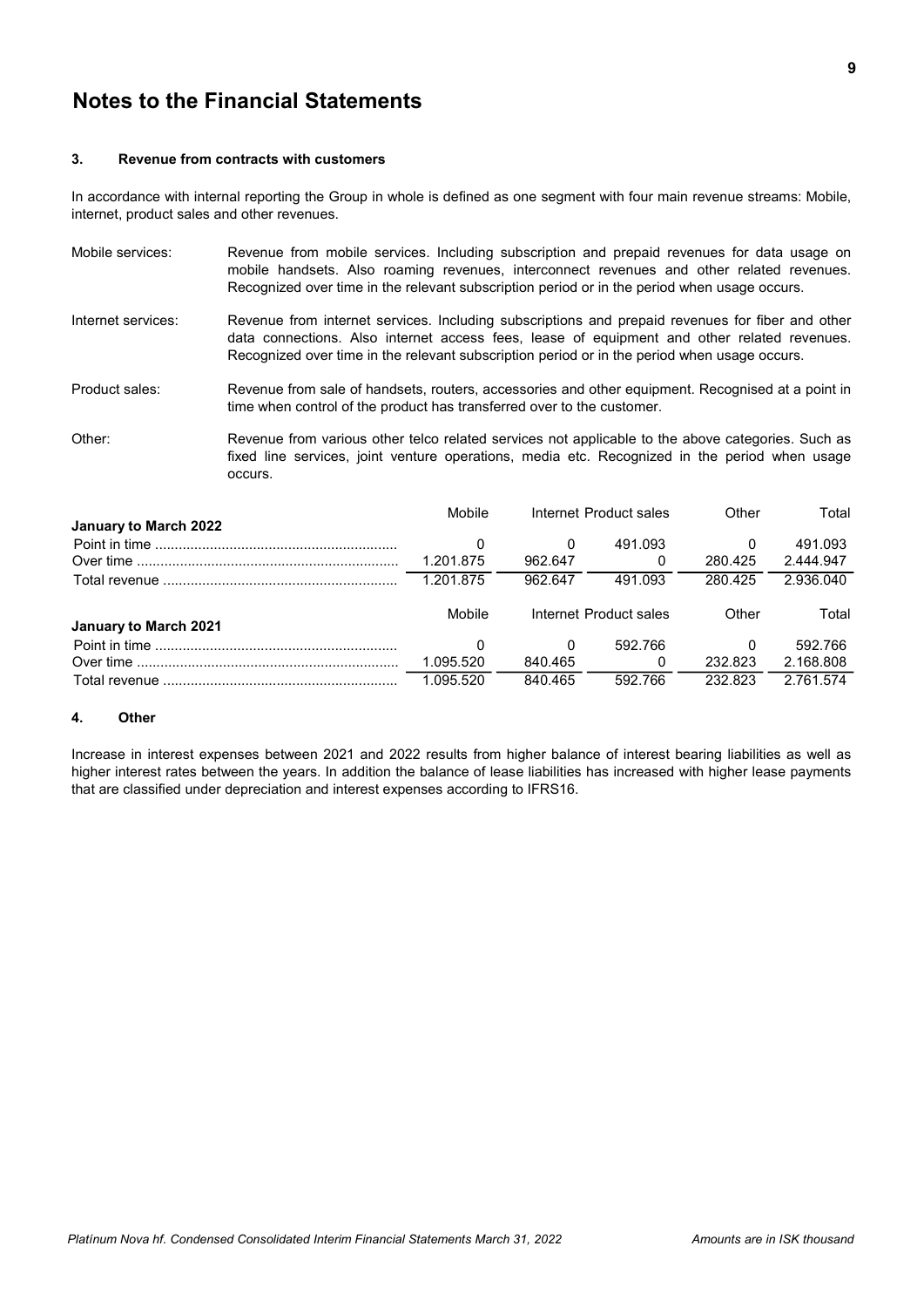# Notes to the Financial Statements

### 3. Revenue from contracts with customers

In accordance with internal reporting the Group in whole is defined as one segment with four main revenue streams: Mobile, internet, product sales and other revenues.

| | |
|---|---|
| Mobile services: | Revenue from mobile services. Including subscription and prepaid revenues for data usage on mobile handsets. Also roaming revenues, interconnect revenues and other related revenues. Recognized over time in the relevant subscription period or in the period when usage occurs. |
| Internet services: | Revenue from internet services. Including subscriptions and prepaid revenues for fiber and other data connections. Also internet access fees, lease of equipment and other related revenues. Recognized over time in the relevant subscription period or in the period when usage occurs. |
| Product sales: | Revenue from sale of handsets, routers, accessories and other equipment. Recognised at a point in time when control of the product has transferred over to the customer. |
| Other: | Revenue from various other telco related services not applicable to the above categories. Such as fixed line services, joint venture operations, media etc. Recognized in the period when usage occurs. |

| | Mobile | Internet | Product sales | Other | Total |
|---|---|---|---|---|---|
| **January to March 2022** | | | | | |
| Point in time | 0 | 0 | 491.093 | 0 | 491.093 |
| Over time | 1.201.875 | 962.647 | 0 | 280.425 | 2.444.947 |
| Total revenue | 1.201.875 | 962.647 | 491.093 | 280.425 | 2.936.040 |

| | Mobile | Internet | Product sales | Other | Total |
|---|---|---|---|---|---|
| **January to March 2021** | | | | | |
| Point in time | 0 | 0 | 592.766 | 0 | 592.766 |
| Over time | 1.095.520 | 840.465 | 0 | 232.823 | 2.168.808 |
| Total revenue | 1.095.520 | 840.465 | 592.766 | 232.823 | 2.761.574 |

### 4. Other

Increase in interest expenses between 2021 and 2022 results from higher balance of interest bearing liabilities as well as higher interest rates between the years. In addition the balance of lease liabilities has increased with higher lease payments that are classified under depreciation and interest expenses according to IFRS16.